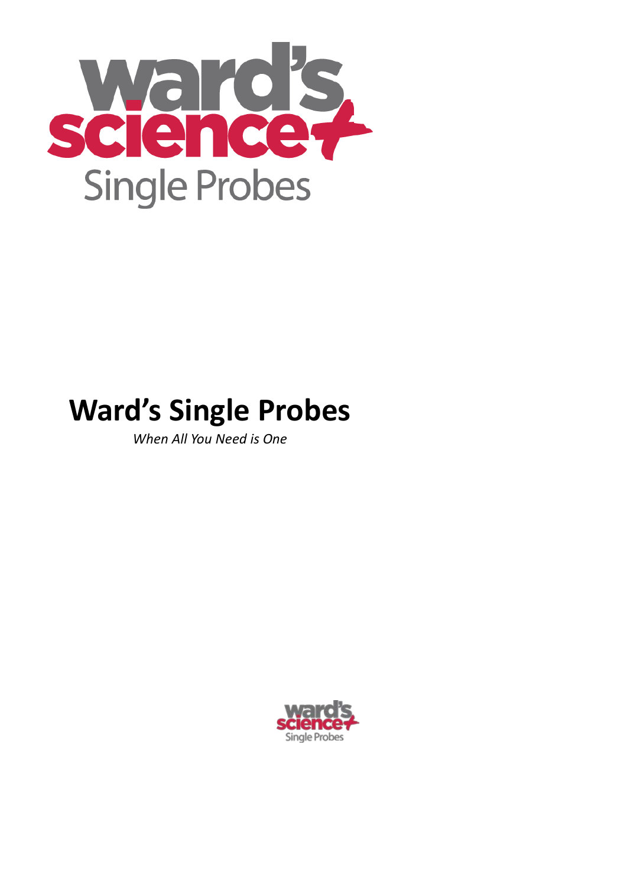# Ward's Single Probes

*When All You Need is One*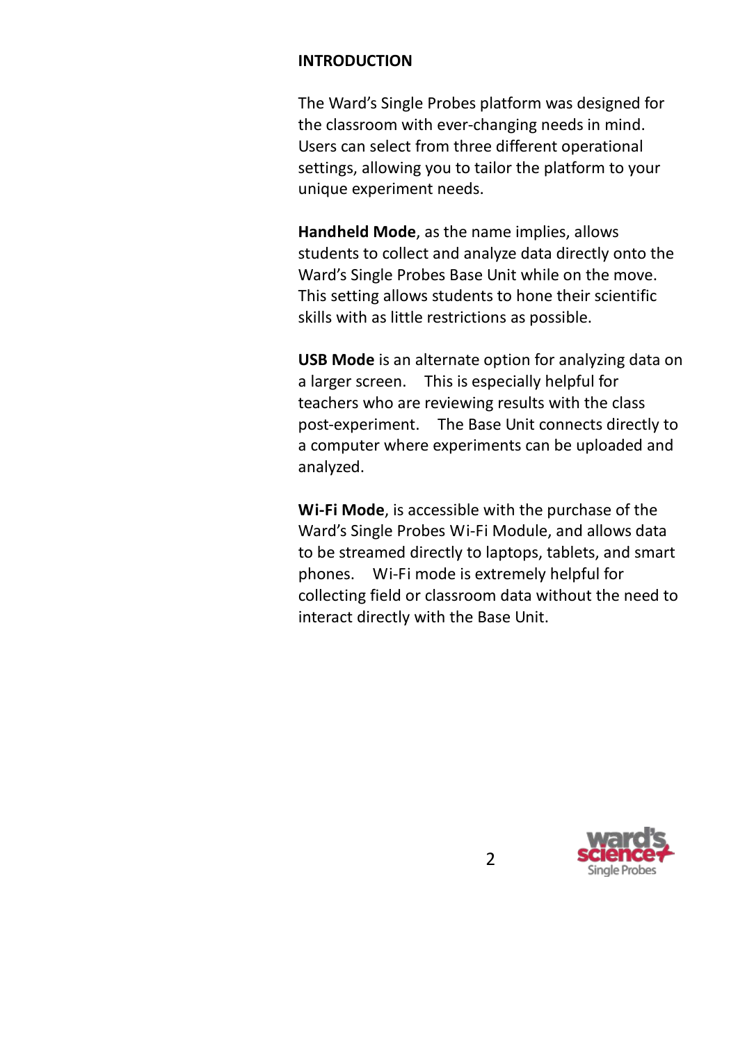## INTRODUCTION

The Ward's Single Probes platform was designed for the classroom with ever-changing needs in mind. Users can select from three different operational settings, allowing you to tailor the platform to your unique experiment needs.

**Handheld Mode**, as the name implies, allows students to collect and analyze data directly onto the Ward's Single Probes Base Unit while on the move. This setting allows students to hone their scientific skills with as little restrictions as possible.

**USB Mode** is an alternate option for analyzing data on a larger screen. This is especially helpful for teachers who are reviewing results with the class post-experiment. The Base Unit connects directly to a computer where experiments can be uploaded and analyzed.

**Wi-Fi Mode**, is accessible with the purchase of the Ward's Single Probes Wi-Fi Module, and allows data to be streamed directly to laptops, tablets, and smart phones. Wi-Fi mode is extremely helpful for collecting field or classroom data without the need to interact directly with the Base Unit.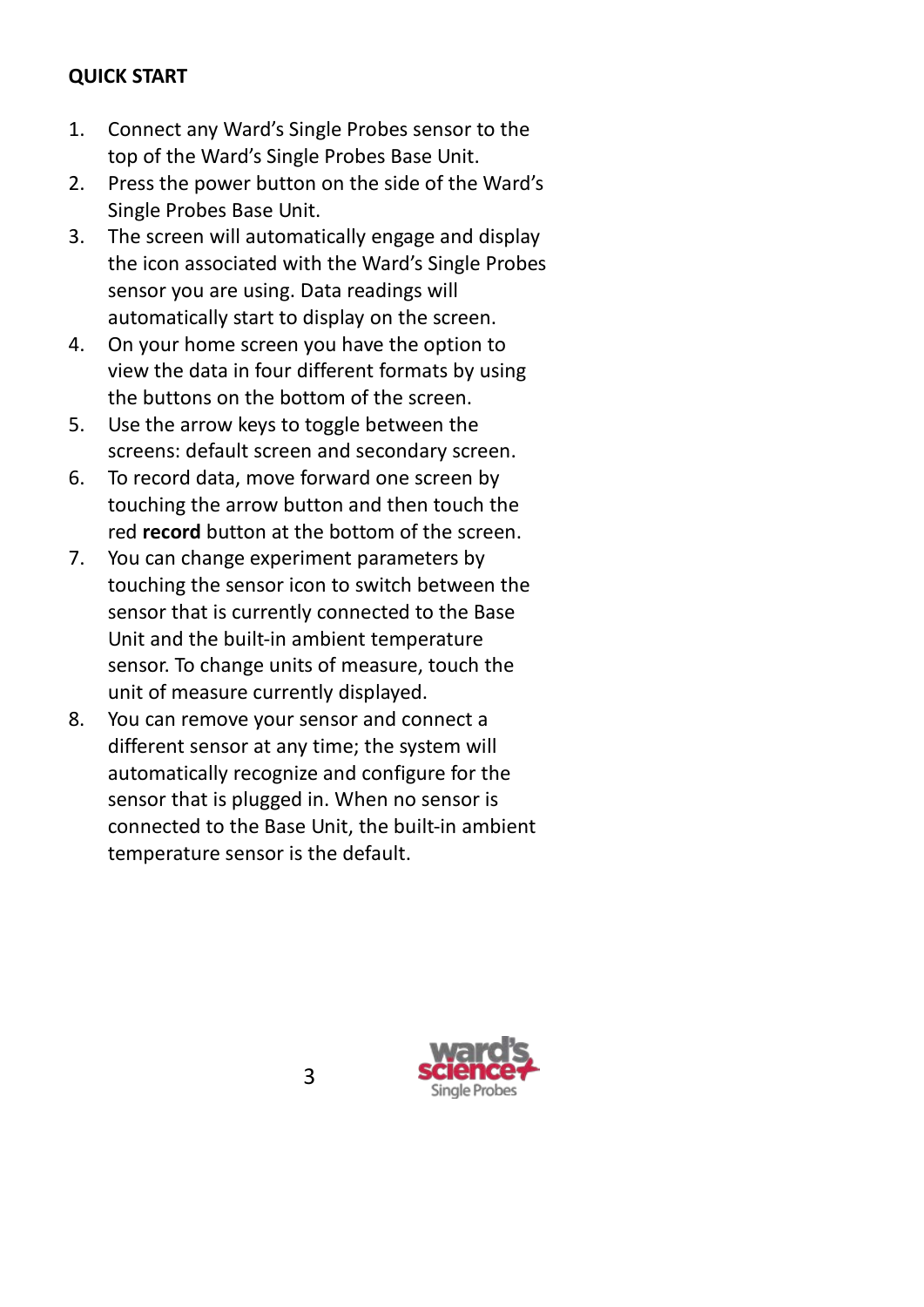## QUICK START

1. Connect any Ward's Single Probes sensor to the top of the Ward's Single Probes Base Unit.
2. Press the power button on the side of the Ward's Single Probes Base Unit.
3. The screen will automatically engage and display the icon associated with the Ward's Single Probes sensor you are using. Data readings will automatically start to display on the screen.
4. On your home screen you have the option to view the data in four different formats by using the buttons on the bottom of the screen.
5. Use the arrow keys to toggle between the screens: default screen and secondary screen.
6. To record data, move forward one screen by touching the arrow button and then touch the red **record** button at the bottom of the screen.
7. You can change experiment parameters by touching the sensor icon to switch between the sensor that is currently connected to the Base Unit and the built-in ambient temperature sensor. To change units of measure, touch the unit of measure currently displayed.
8. You can remove your sensor and connect a different sensor at any time; the system will automatically recognize and configure for the sensor that is plugged in. When no sensor is connected to the Base Unit, the built-in ambient temperature sensor is the default.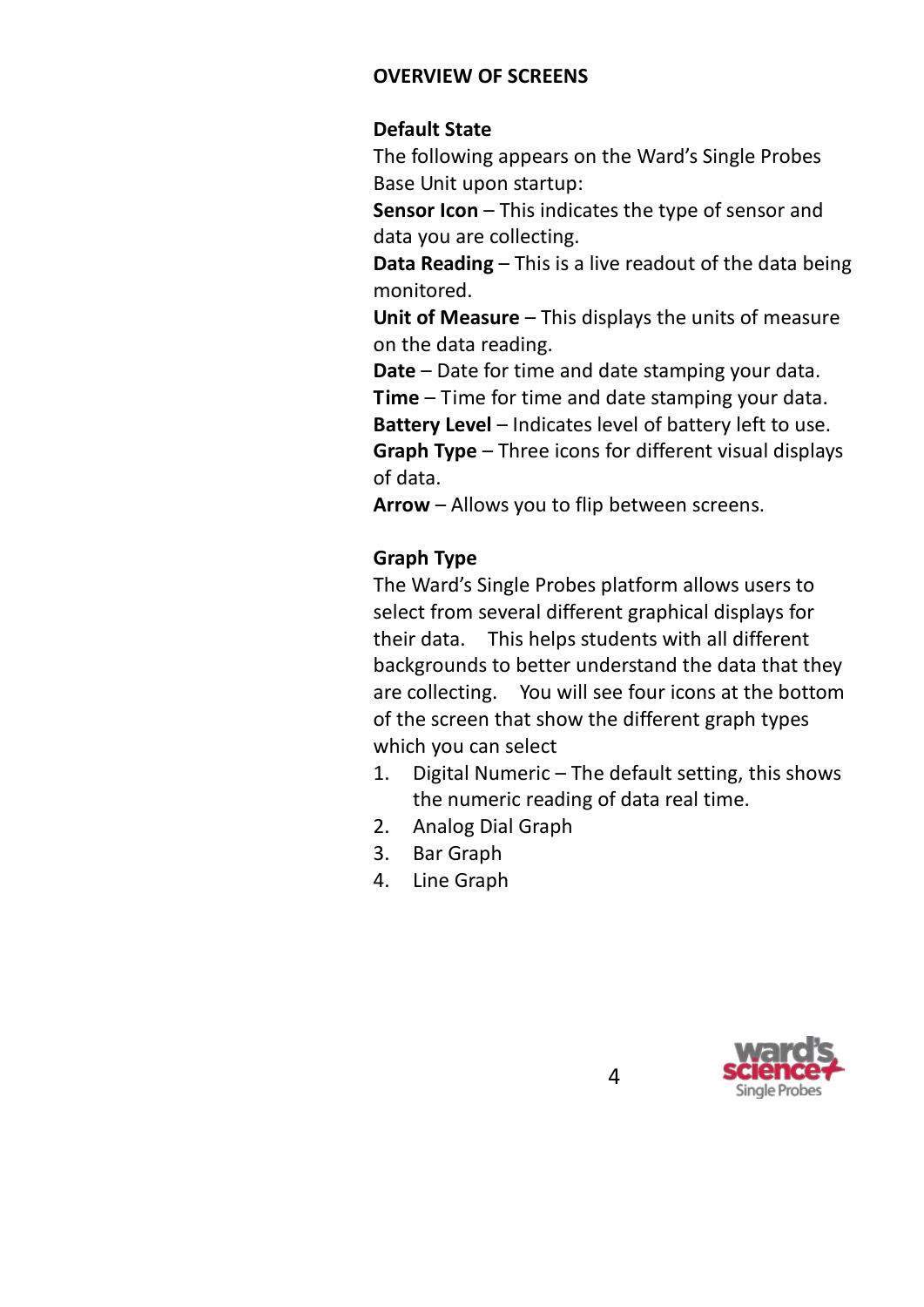## OVERVIEW OF SCREENS

### Default State

The following appears on the Ward's Single Probes Base Unit upon startup:

**Sensor Icon** – This indicates the type of sensor and data you are collecting.

**Data Reading** – This is a live readout of the data being monitored.

**Unit of Measure** – This displays the units of measure on the data reading.

**Date** – Date for time and date stamping your data.

**Time** – Time for time and date stamping your data.

**Battery Level** – Indicates level of battery left to use.

**Graph Type** – Three icons for different visual displays of data.

**Arrow** – Allows you to flip between screens.

### Graph Type

The Ward's Single Probes platform allows users to select from several different graphical displays for their data. This helps students with all different backgrounds to better understand the data that they are collecting. You will see four icons at the bottom of the screen that show the different graph types which you can select

1. Digital Numeric – The default setting, this shows the numeric reading of data real time.
2. Analog Dial Graph
3. Bar Graph
4. Line Graph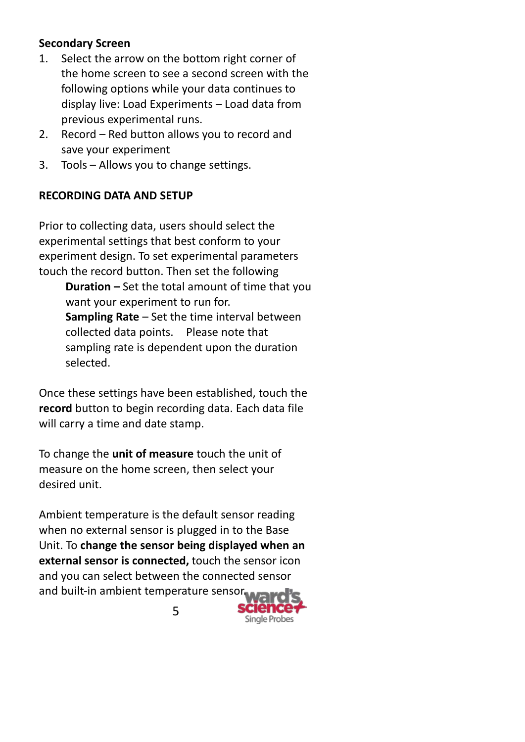**Secondary Screen**

1. Select the arrow on the bottom right corner of the home screen to see a second screen with the following options while your data continues to display live: Load Experiments – Load data from previous experimental runs.
2. Record – Red button allows you to record and save your experiment
3. Tools – Allows you to change settings.

**RECORDING DATA AND SETUP**

Prior to collecting data, users should select the experimental settings that best conform to your experiment design. To set experimental parameters touch the record button. Then set the following

> **Duration –** Set the total amount of time that you want your experiment to run for.
> **Sampling Rate** – Set the time interval between collected data points. Please note that sampling rate is dependent upon the duration selected.

Once these settings have been established, touch the **record** button to begin recording data. Each data file will carry a time and date stamp.

To change the **unit of measure** touch the unit of measure on the home screen, then select your desired unit.

Ambient temperature is the default sensor reading when no external sensor is plugged in to the Base Unit. To **change the sensor being displayed when an external sensor is connected,** touch the sensor icon and you can select between the connected sensor and built-in ambient temperature sensor.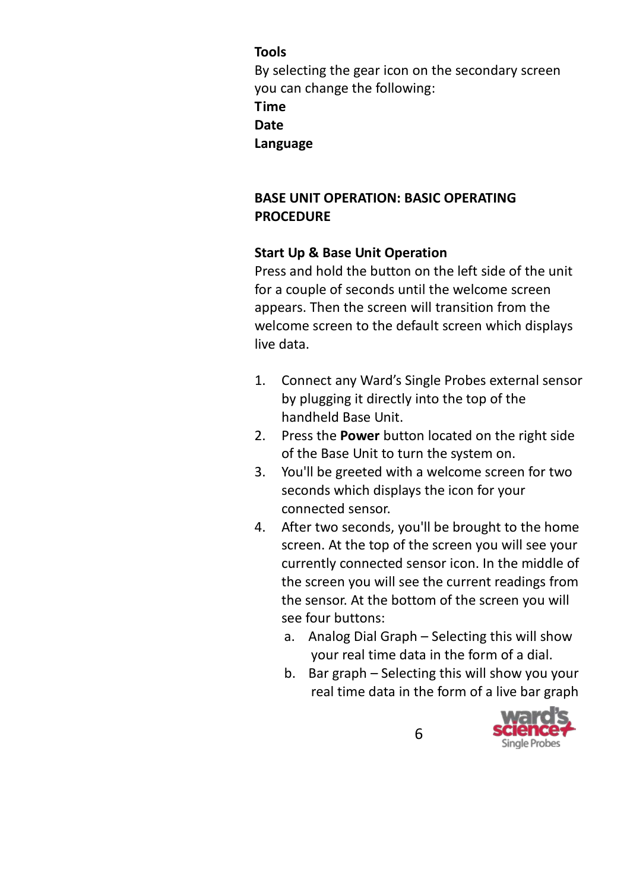**Tools**

By selecting the gear icon on the secondary screen you can change the following:

**Time**

**Date**

**Language**

## BASE UNIT OPERATION: BASIC OPERATING PROCEDURE

### Start Up & Base Unit Operation

Press and hold the button on the left side of the unit for a couple of seconds until the welcome screen appears. Then the screen will transition from the welcome screen to the default screen which displays live data.

1. Connect any Ward's Single Probes external sensor by plugging it directly into the top of the handheld Base Unit.
2. Press the **Power** button located on the right side of the Base Unit to turn the system on.
3. You'll be greeted with a welcome screen for two seconds which displays the icon for your connected sensor.
4. After two seconds, you'll be brought to the home screen. At the top of the screen you will see your currently connected sensor icon. In the middle of the screen you will see the current readings from the sensor. At the bottom of the screen you will see four buttons:
    a. Analog Dial Graph – Selecting this will show your real time data in the form of a dial.
    b. Bar graph – Selecting this will show you your real time data in the form of a live bar graph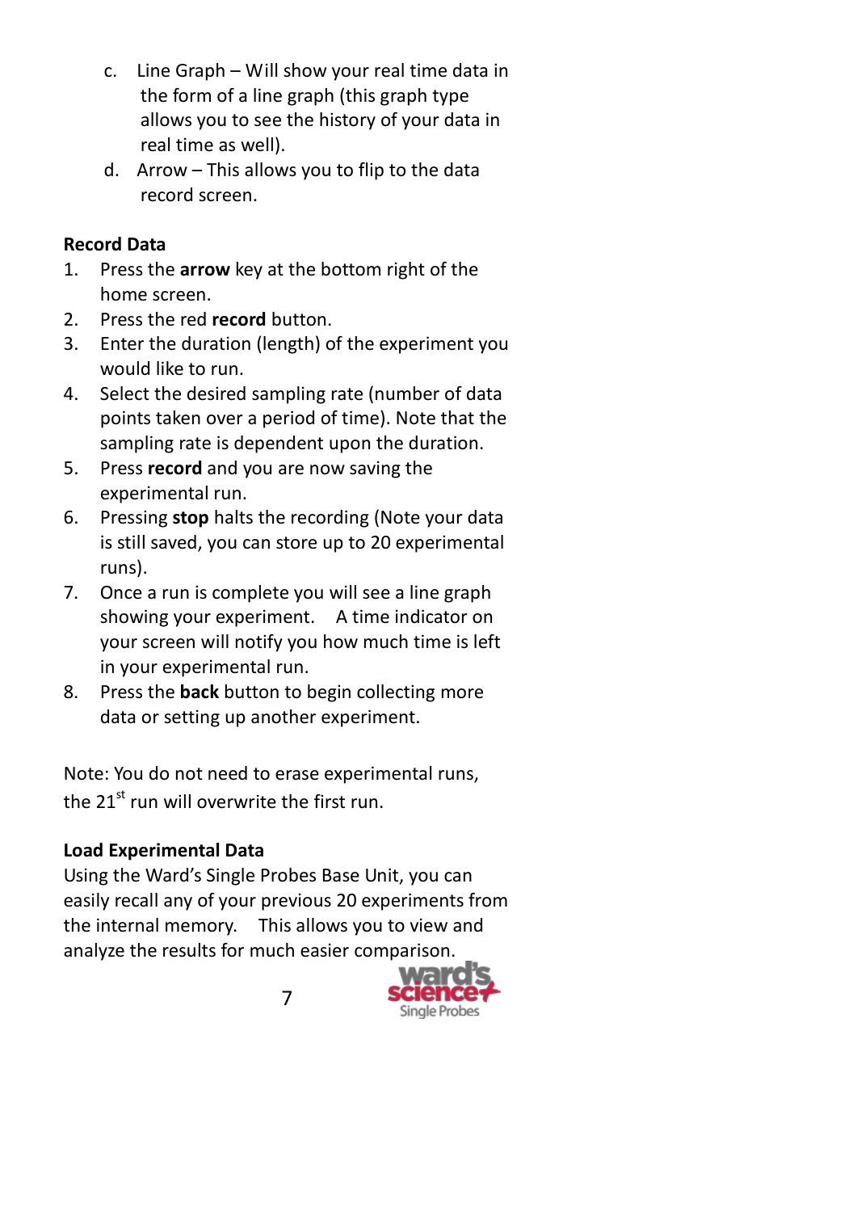c. Line Graph – Will show your real time data in the form of a line graph (this graph type allows you to see the history of your data in real time as well).

d. Arrow – This allows you to flip to the data record screen.

**Record Data**

1. Press the **arrow** key at the bottom right of the home screen.
2. Press the red **record** button.
3. Enter the duration (length) of the experiment you would like to run.
4. Select the desired sampling rate (number of data points taken over a period of time). Note that the sampling rate is dependent upon the duration.
5. Press **record** and you are now saving the experimental run.
6. Pressing **stop** halts the recording (Note your data is still saved, you can store up to 20 experimental runs).
7. Once a run is complete you will see a line graph showing your experiment. A time indicator on your screen will notify you how much time is left in your experimental run.
8. Press the **back** button to begin collecting more data or setting up another experiment.

Note: You do not need to erase experimental runs, the 21st run will overwrite the first run.

**Load Experimental Data**

Using the Ward's Single Probes Base Unit, you can easily recall any of your previous 20 experiments from the internal memory. This allows you to view and analyze the results for much easier comparison.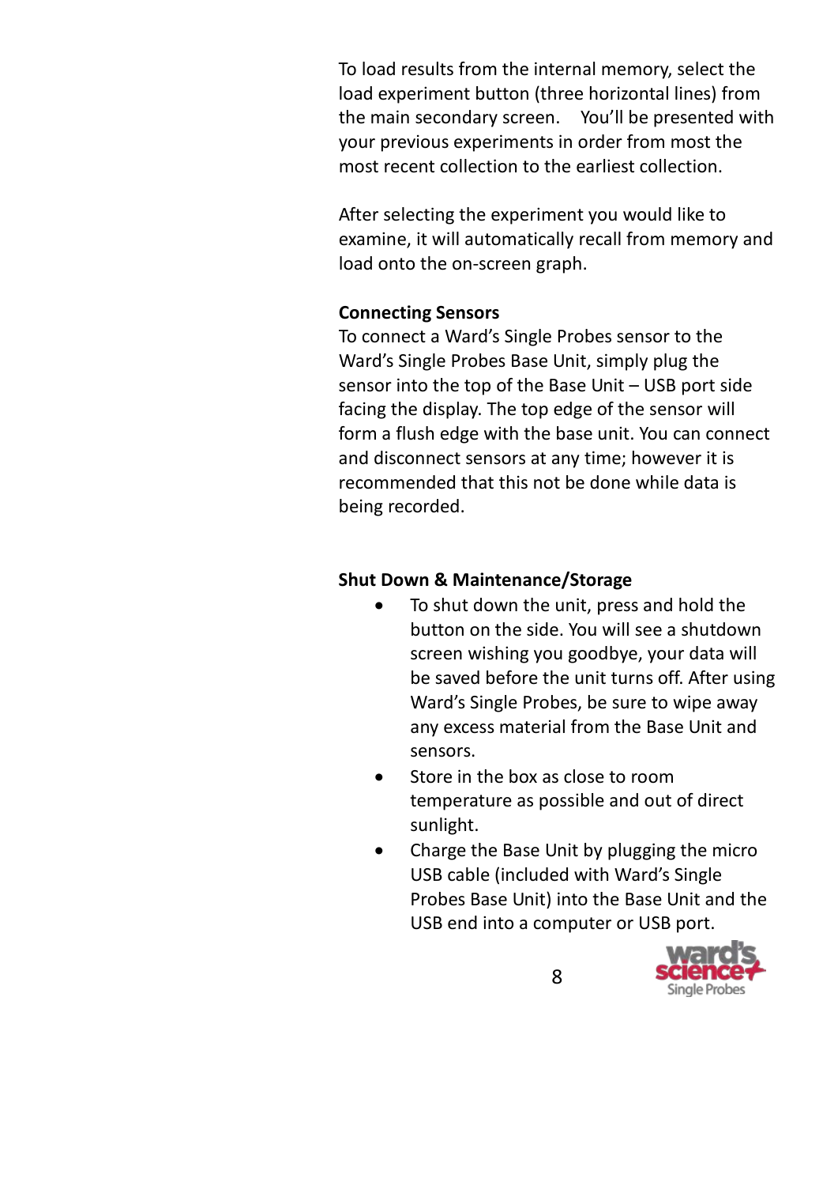To load results from the internal memory, select the load experiment button (three horizontal lines) from the main secondary screen.   You'll be presented with your previous experiments in order from most the most recent collection to the earliest collection.

After selecting the experiment you would like to examine, it will automatically recall from memory and load onto the on-screen graph.

**Connecting Sensors**

To connect a Ward's Single Probes sensor to the Ward's Single Probes Base Unit, simply plug the sensor into the top of the Base Unit – USB port side facing the display. The top edge of the sensor will form a flush edge with the base unit. You can connect and disconnect sensors at any time; however it is recommended that this not be done while data is being recorded.

**Shut Down & Maintenance/Storage**

- To shut down the unit, press and hold the button on the side. You will see a shutdown screen wishing you goodbye, your data will be saved before the unit turns off. After using Ward's Single Probes, be sure to wipe away any excess material from the Base Unit and sensors.
- Store in the box as close to room temperature as possible and out of direct sunlight.
- Charge the Base Unit by plugging the micro USB cable (included with Ward's Single Probes Base Unit) into the Base Unit and the USB end into a computer or USB port.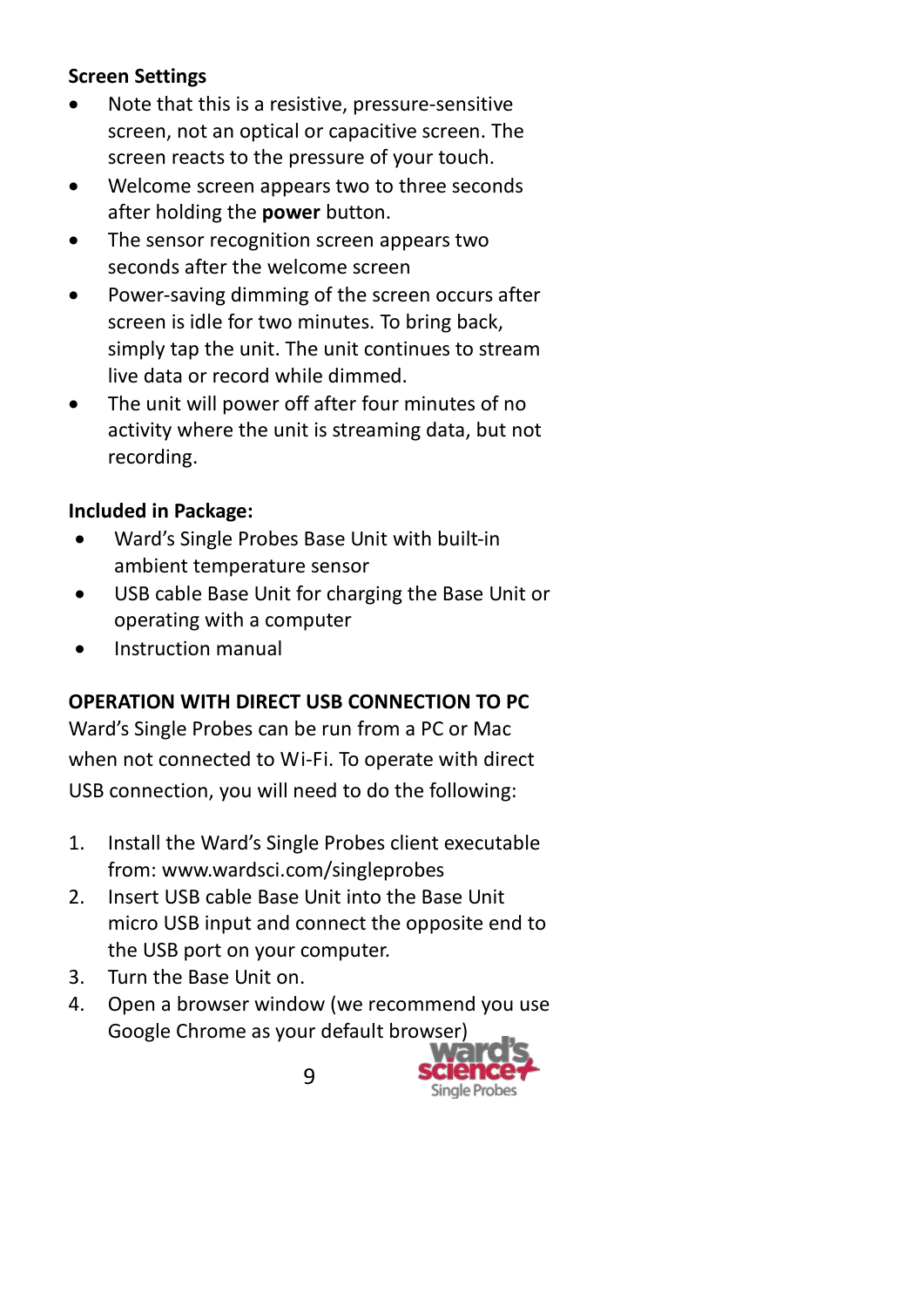**Screen Settings**

- Note that this is a resistive, pressure-sensitive screen, not an optical or capacitive screen. The screen reacts to the pressure of your touch.
- Welcome screen appears two to three seconds after holding the **power** button.
- The sensor recognition screen appears two seconds after the welcome screen
- Power-saving dimming of the screen occurs after screen is idle for two minutes. To bring back, simply tap the unit. The unit continues to stream live data or record while dimmed.
- The unit will power off after four minutes of no activity where the unit is streaming data, but not recording.

**Included in Package:**

- Ward's Single Probes Base Unit with built-in ambient temperature sensor
- USB cable Base Unit for charging the Base Unit or operating with a computer
- Instruction manual

**OPERATION WITH DIRECT USB CONNECTION TO PC**

Ward's Single Probes can be run from a PC or Mac when not connected to Wi-Fi. To operate with direct USB connection, you will need to do the following:

1. Install the Ward's Single Probes client executable from: www.wardsci.com/singleprobes
2. Insert USB cable Base Unit into the Base Unit micro USB input and connect the opposite end to the USB port on your computer.
3. Turn the Base Unit on.
4. Open a browser window (we recommend you use Google Chrome as your default browser)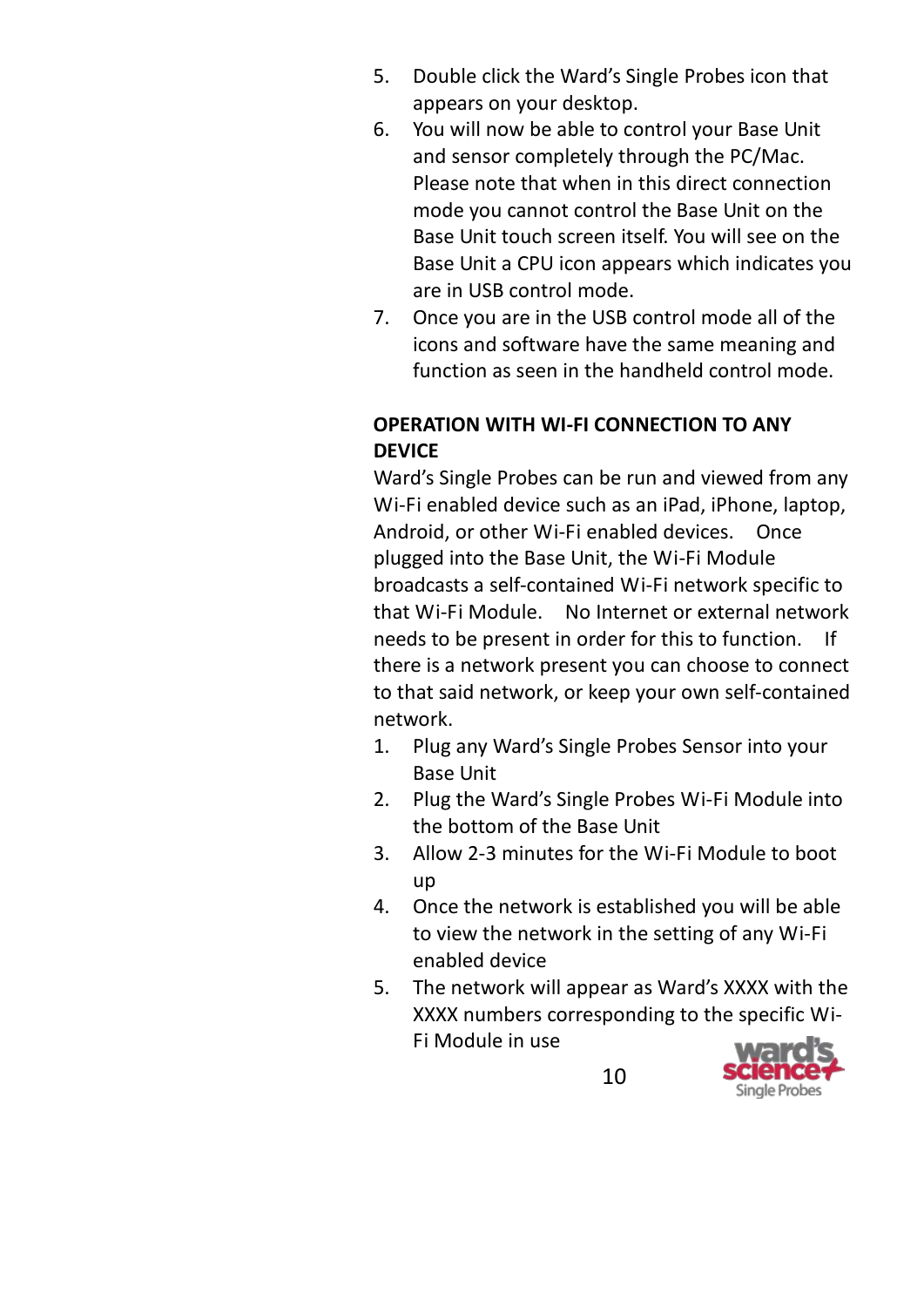5. Double click the Ward's Single Probes icon that appears on your desktop.
6. You will now be able to control your Base Unit and sensor completely through the PC/Mac. Please note that when in this direct connection mode you cannot control the Base Unit on the Base Unit touch screen itself. You will see on the Base Unit a CPU icon appears which indicates you are in USB control mode.
7. Once you are in the USB control mode all of the icons and software have the same meaning and function as seen in the handheld control mode.

**OPERATION WITH WI-FI CONNECTION TO ANY DEVICE**

Ward's Single Probes can be run and viewed from any Wi-Fi enabled device such as an iPad, iPhone, laptop, Android, or other Wi-Fi enabled devices. Once plugged into the Base Unit, the Wi-Fi Module broadcasts a self-contained Wi-Fi network specific to that Wi-Fi Module. No Internet or external network needs to be present in order for this to function. If there is a network present you can choose to connect to that said network, or keep your own self-contained network.

1. Plug any Ward's Single Probes Sensor into your Base Unit
2. Plug the Ward's Single Probes Wi-Fi Module into the bottom of the Base Unit
3. Allow 2-3 minutes for the Wi-Fi Module to boot up
4. Once the network is established you will be able to view the network in the setting of any Wi-Fi enabled device
5. The network will appear as Ward's XXXX with the XXXX numbers corresponding to the specific Wi-Fi Module in use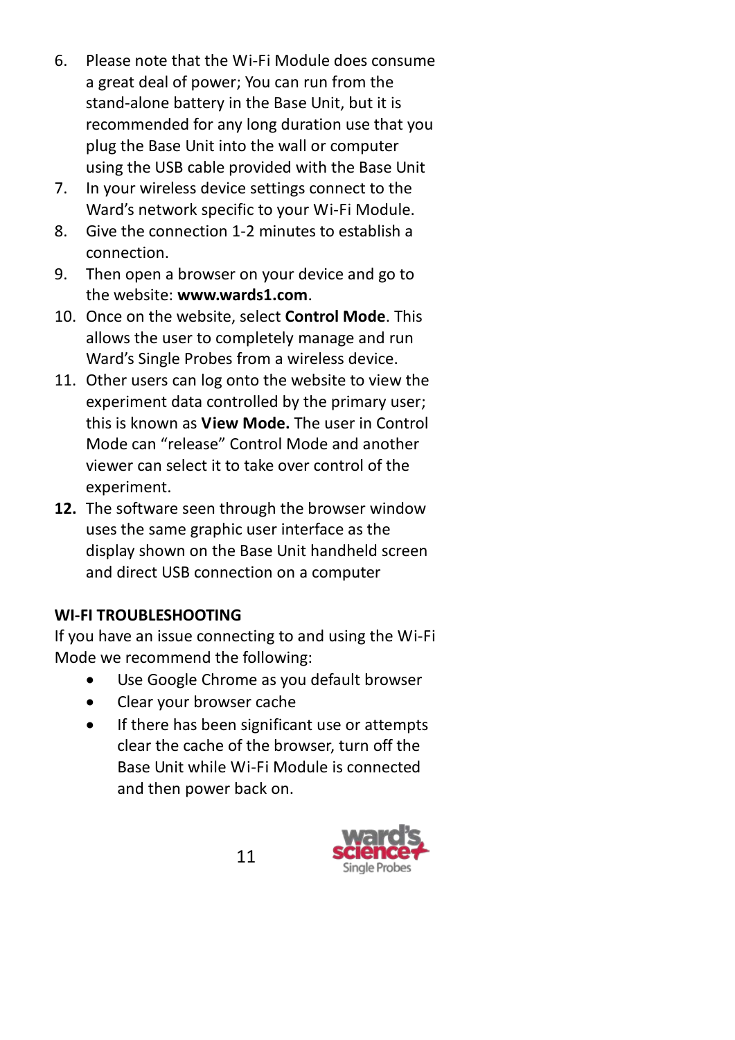6. Please note that the Wi-Fi Module does consume a great deal of power; You can run from the stand-alone battery in the Base Unit, but it is recommended for any long duration use that you plug the Base Unit into the wall or computer using the USB cable provided with the Base Unit
7. In your wireless device settings connect to the Ward's network specific to your Wi-Fi Module.
8. Give the connection 1-2 minutes to establish a connection.
9. Then open a browser on your device and go to the website: **www.wards1.com**.
10. Once on the website, select **Control Mode**. This allows the user to completely manage and run Ward's Single Probes from a wireless device.
11. Other users can log onto the website to view the experiment data controlled by the primary user; this is known as **View Mode.** The user in Control Mode can "release" Control Mode and another viewer can select it to take over control of the experiment.
12. The software seen through the browser window uses the same graphic user interface as the display shown on the Base Unit handheld screen and direct USB connection on a computer

**WI-FI TROUBLESHOOTING**

If you have an issue connecting to and using the Wi-Fi Mode we recommend the following:

- Use Google Chrome as you default browser
- Clear your browser cache
- If there has been significant use or attempts clear the cache of the browser, turn off the Base Unit while Wi-Fi Module is connected and then power back on.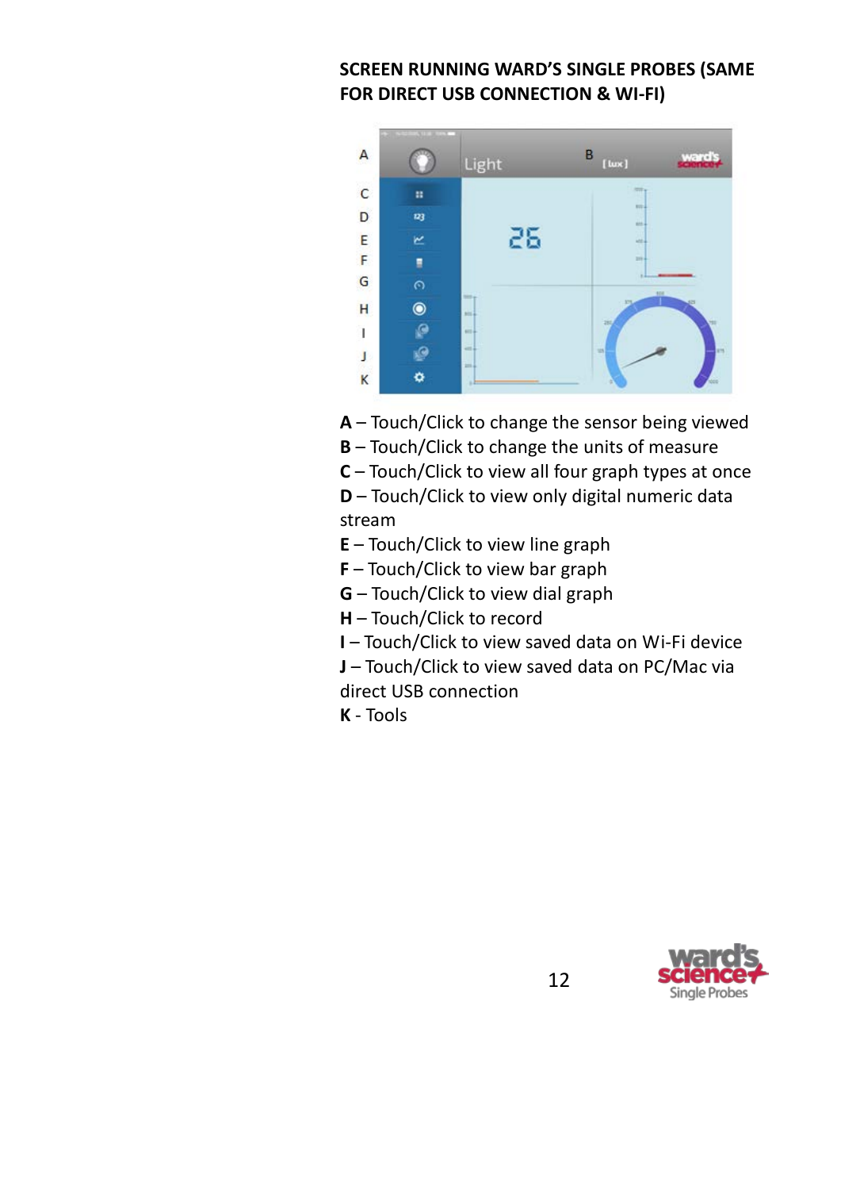## SCREEN RUNNING WARD'S SINGLE PROBES (SAME FOR DIRECT USB CONNECTION & WI-FI)

**A** – Touch/Click to change the sensor being viewed
**B** – Touch/Click to change the units of measure
**C** – Touch/Click to view all four graph types at once
**D** – Touch/Click to view only digital numeric data stream
**E** – Touch/Click to view line graph
**F** – Touch/Click to view bar graph
**G** – Touch/Click to view dial graph
**H** – Touch/Click to record
**I** – Touch/Click to view saved data on Wi-Fi device
**J** – Touch/Click to view saved data on PC/Mac via direct USB connection
**K** - Tools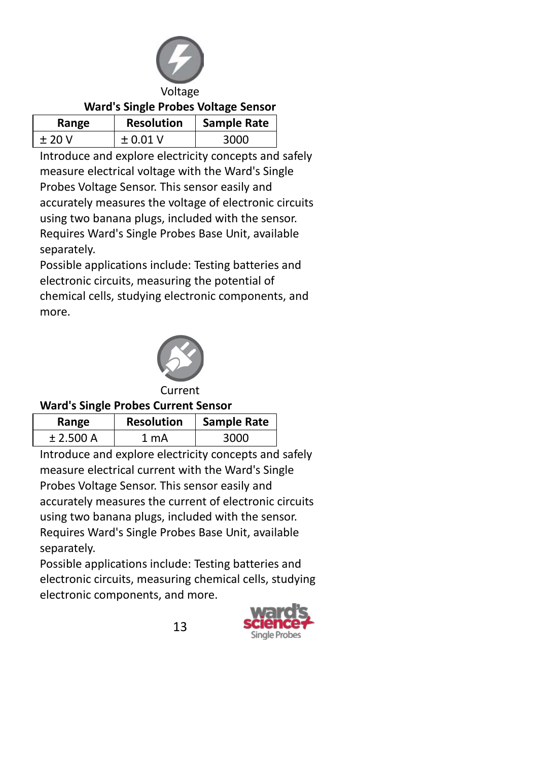Voltage

**Ward's Single Probes Voltage Sensor**

| Range | Resolution | Sample Rate |
|---|---|---|
| ± 20 V | ± 0.01 V | 3000 |

Introduce and explore electricity concepts and safely measure electrical voltage with the Ward's Single Probes Voltage Sensor. This sensor easily and accurately measures the voltage of electronic circuits using two banana plugs, included with the sensor. Requires Ward's Single Probes Base Unit, available separately.

Possible applications include: Testing batteries and electronic circuits, measuring the potential of chemical cells, studying electronic components, and more.

Current

**Ward's Single Probes Current Sensor**

| Range | Resolution | Sample Rate |
|---|---|---|
| ± 2.500 A | 1 mA | 3000 |

Introduce and explore electricity concepts and safely measure electrical current with the Ward's Single Probes Voltage Sensor. This sensor easily and accurately measures the current of electronic circuits using two banana plugs, included with the sensor. Requires Ward's Single Probes Base Unit, available separately.

Possible applications include: Testing batteries and electronic circuits, measuring chemical cells, studying electronic components, and more.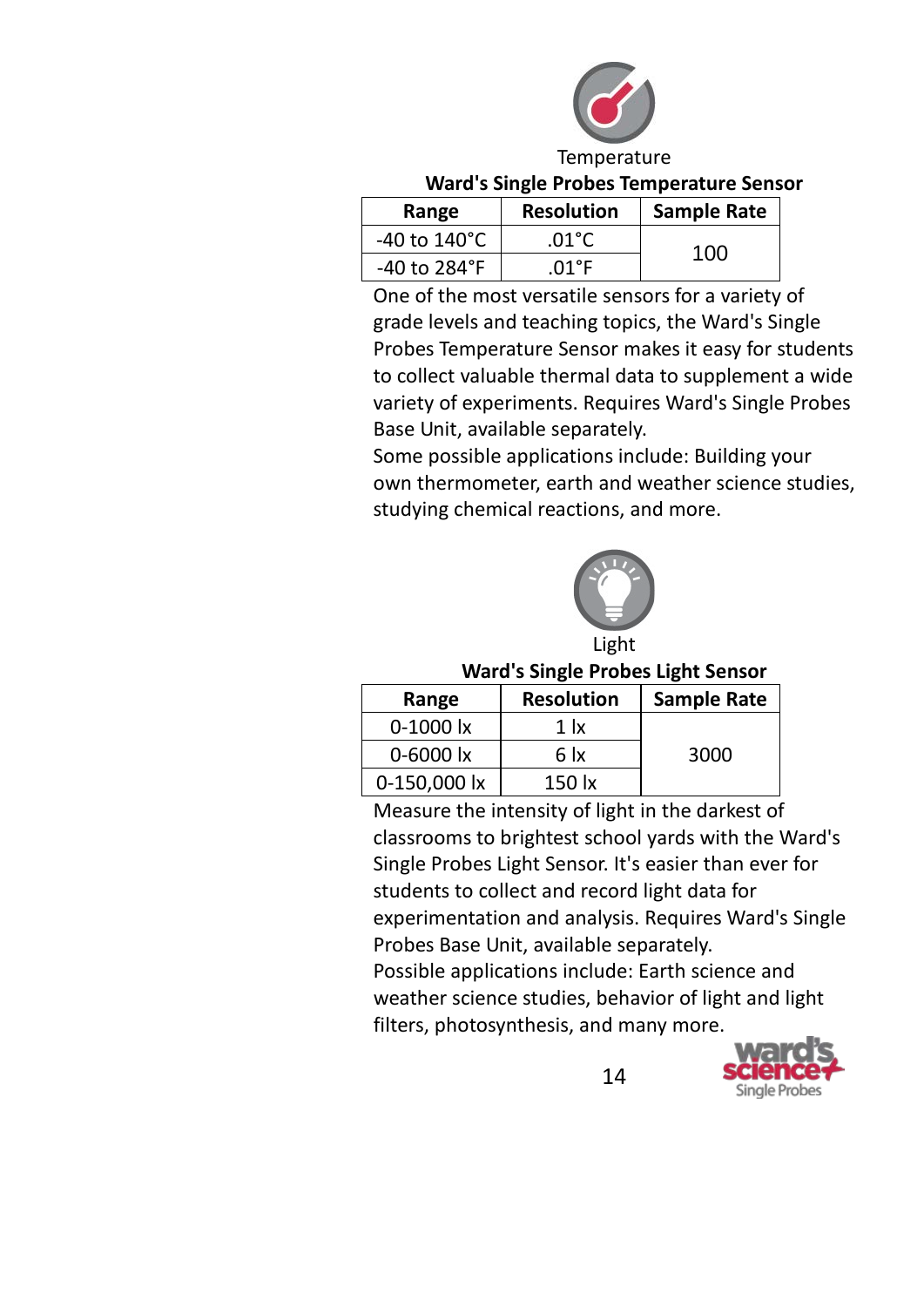Temperature

**Ward's Single Probes Temperature Sensor**

| Range | Resolution | Sample Rate |
|---|---|---|
| -40 to 140°C | .01°C | 100 |
| -40 to 284°F | .01°F | |

One of the most versatile sensors for a variety of grade levels and teaching topics, the Ward's Single Probes Temperature Sensor makes it easy for students to collect valuable thermal data to supplement a wide variety of experiments. Requires Ward's Single Probes Base Unit, available separately.

Some possible applications include: Building your own thermometer, earth and weather science studies, studying chemical reactions, and more.

Light

**Ward's Single Probes Light Sensor**

| Range | Resolution | Sample Rate |
|---|---|---|
| 0-1000 lx | 1 lx | 3000 |
| 0-6000 lx | 6 lx | |
| 0-150,000 lx | 150 lx | |

Measure the intensity of light in the darkest of classrooms to brightest school yards with the Ward's Single Probes Light Sensor. It's easier than ever for students to collect and record light data for experimentation and analysis. Requires Ward's Single Probes Base Unit, available separately.

Possible applications include: Earth science and weather science studies, behavior of light and light filters, photosynthesis, and many more.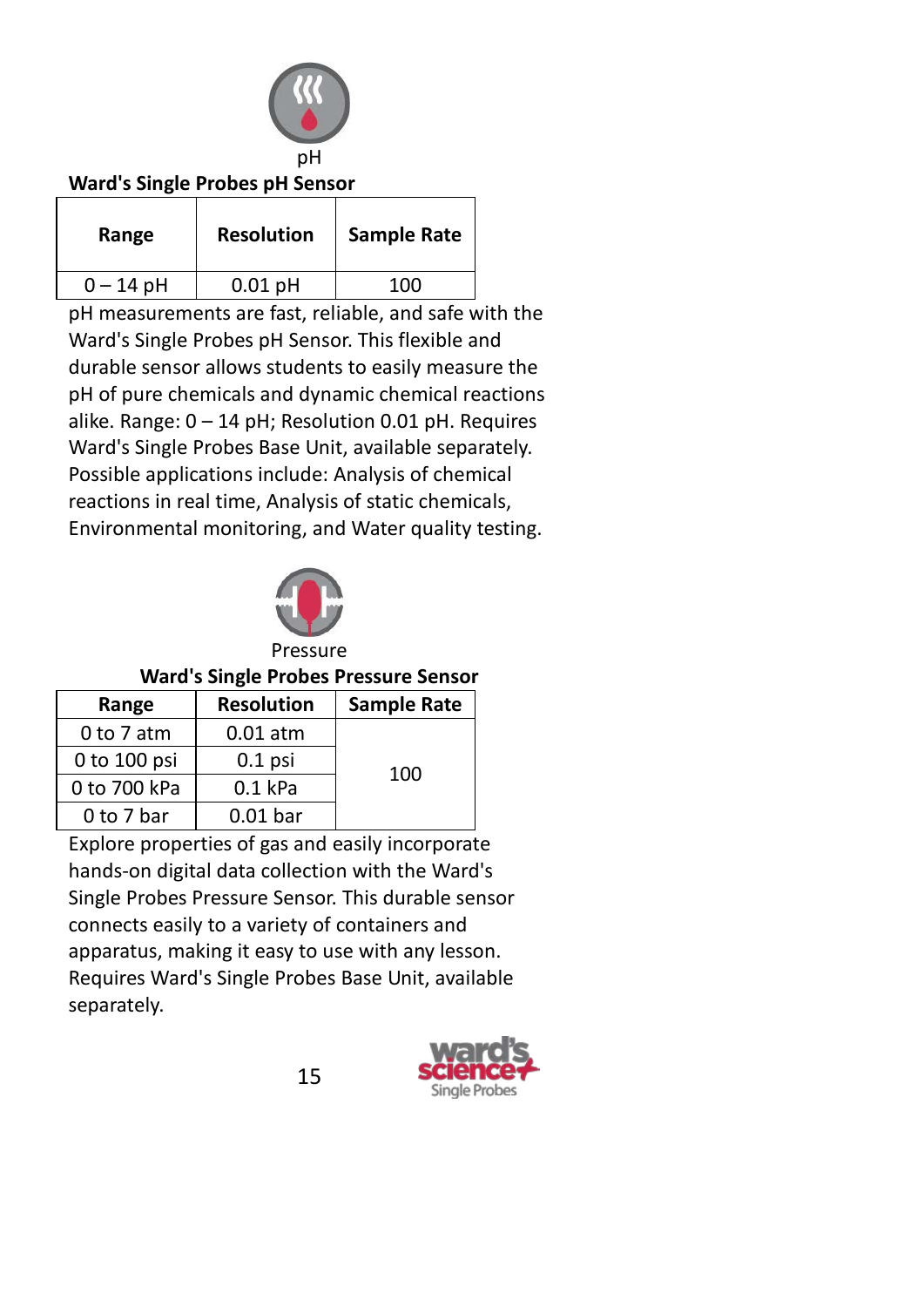pH

## Ward's Single Probes pH Sensor

| Range | Resolution | Sample Rate |
|---|---|---|
| 0 – 14 pH | 0.01 pH | 100 |

pH measurements are fast, reliable, and safe with the Ward's Single Probes pH Sensor. This flexible and durable sensor allows students to easily measure the pH of pure chemicals and dynamic chemical reactions alike. Range: 0 – 14 pH; Resolution 0.01 pH. Requires Ward's Single Probes Base Unit, available separately. Possible applications include: Analysis of chemical reactions in real time, Analysis of static chemicals, Environmental monitoring, and Water quality testing.

Pressure

## Ward's Single Probes Pressure Sensor

| Range | Resolution | Sample Rate |
|---|---|---|
| 0 to 7 atm | 0.01 atm | 100 |
| 0 to 100 psi | 0.1 psi | |
| 0 to 700 kPa | 0.1 kPa | |
| 0 to 7 bar | 0.01 bar | |

Explore properties of gas and easily incorporate hands-on digital data collection with the Ward's Single Probes Pressure Sensor. This durable sensor connects easily to a variety of containers and apparatus, making it easy to use with any lesson. Requires Ward's Single Probes Base Unit, available separately.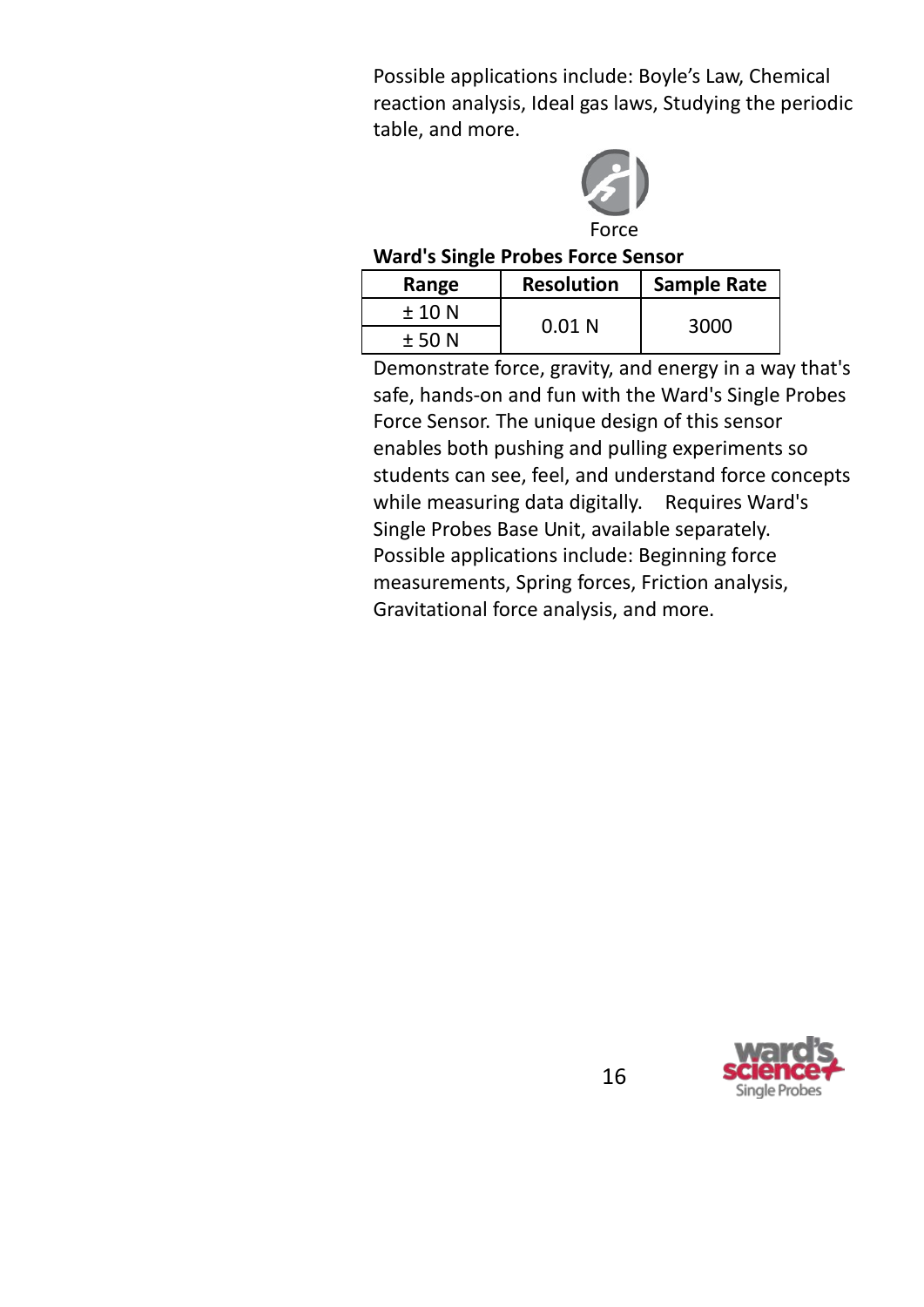Possible applications include: Boyle's Law, Chemical reaction analysis, Ideal gas laws, Studying the periodic table, and more.

Force

**Ward's Single Probes Force Sensor**

| Range | Resolution | Sample Rate |
|---|---|---|
| ± 10 N | 0.01 N | 3000 |
| ± 50 N | | |

Demonstrate force, gravity, and energy in a way that's safe, hands-on and fun with the Ward's Single Probes Force Sensor. The unique design of this sensor enables both pushing and pulling experiments so students can see, feel, and understand force concepts while measuring data digitally. Requires Ward's Single Probes Base Unit, available separately. Possible applications include: Beginning force measurements, Spring forces, Friction analysis, Gravitational force analysis, and more.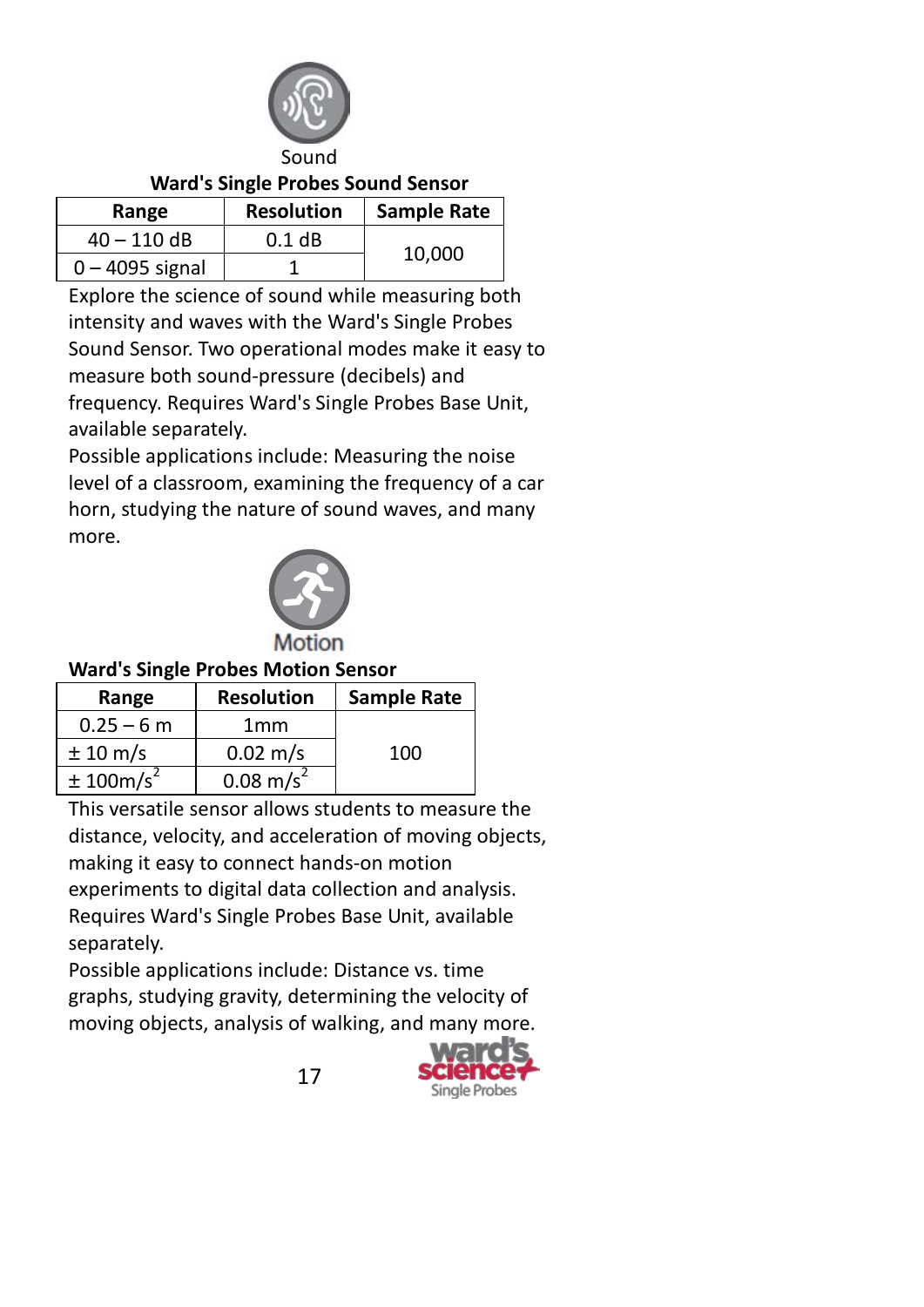Sound

**Ward's Single Probes Sound Sensor**

| Range | Resolution | Sample Rate |
| --- | --- | --- |
| 40 – 110 dB | 0.1 dB | 10,000 |
| 0 – 4095 signal | 1 | |

Explore the science of sound while measuring both intensity and waves with the Ward's Single Probes Sound Sensor. Two operational modes make it easy to measure both sound-pressure (decibels) and frequency. Requires Ward's Single Probes Base Unit, available separately.

Possible applications include: Measuring the noise level of a classroom, examining the frequency of a car horn, studying the nature of sound waves, and many more.

Motion

**Ward's Single Probes Motion Sensor**

| Range | Resolution | Sample Rate |
| --- | --- | --- |
| 0.25 – 6 m | 1mm | 100 |
| ± 10 m/s | 0.02 m/s | |
| ± 100m/s$^2$ | 0.08 m/s$^2$ | |

This versatile sensor allows students to measure the distance, velocity, and acceleration of moving objects, making it easy to connect hands-on motion experiments to digital data collection and analysis. Requires Ward's Single Probes Base Unit, available separately.

Possible applications include: Distance vs. time graphs, studying gravity, determining the velocity of moving objects, analysis of walking, and many more.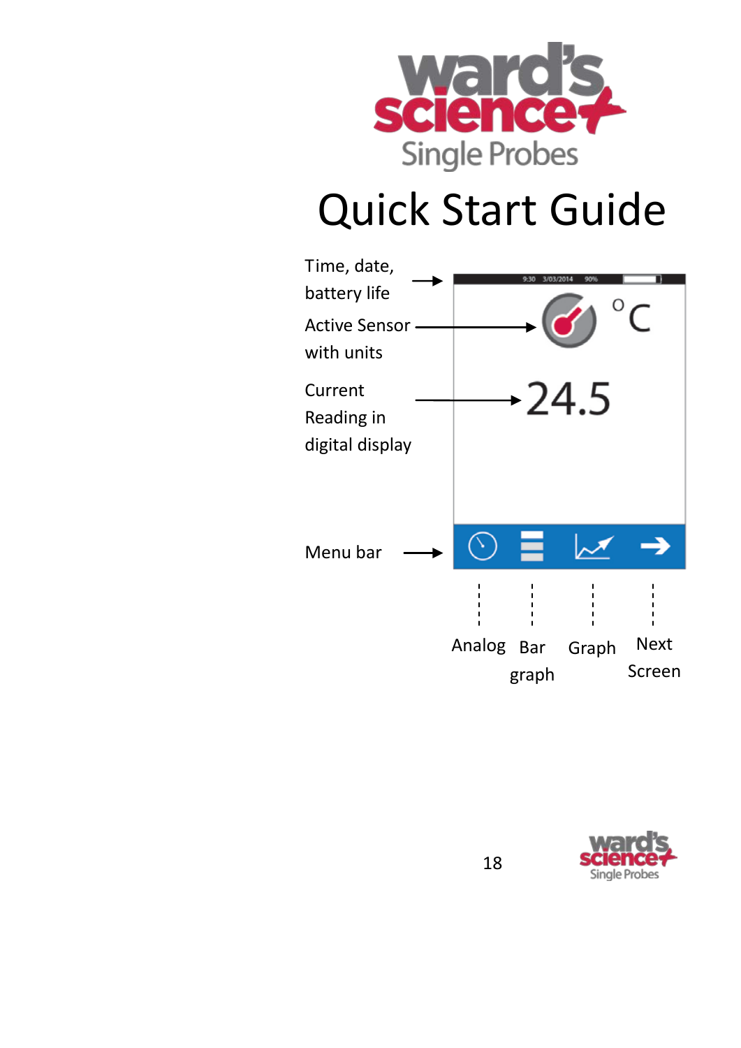ward's science Single Probes

# Quick Start Guide

Time, date, battery life

Active Sensor with units

Current Reading in digital display

Menu bar

9:30 3/03/2014 90%

°C

24.5

Analog

Bar graph

Graph

Next Screen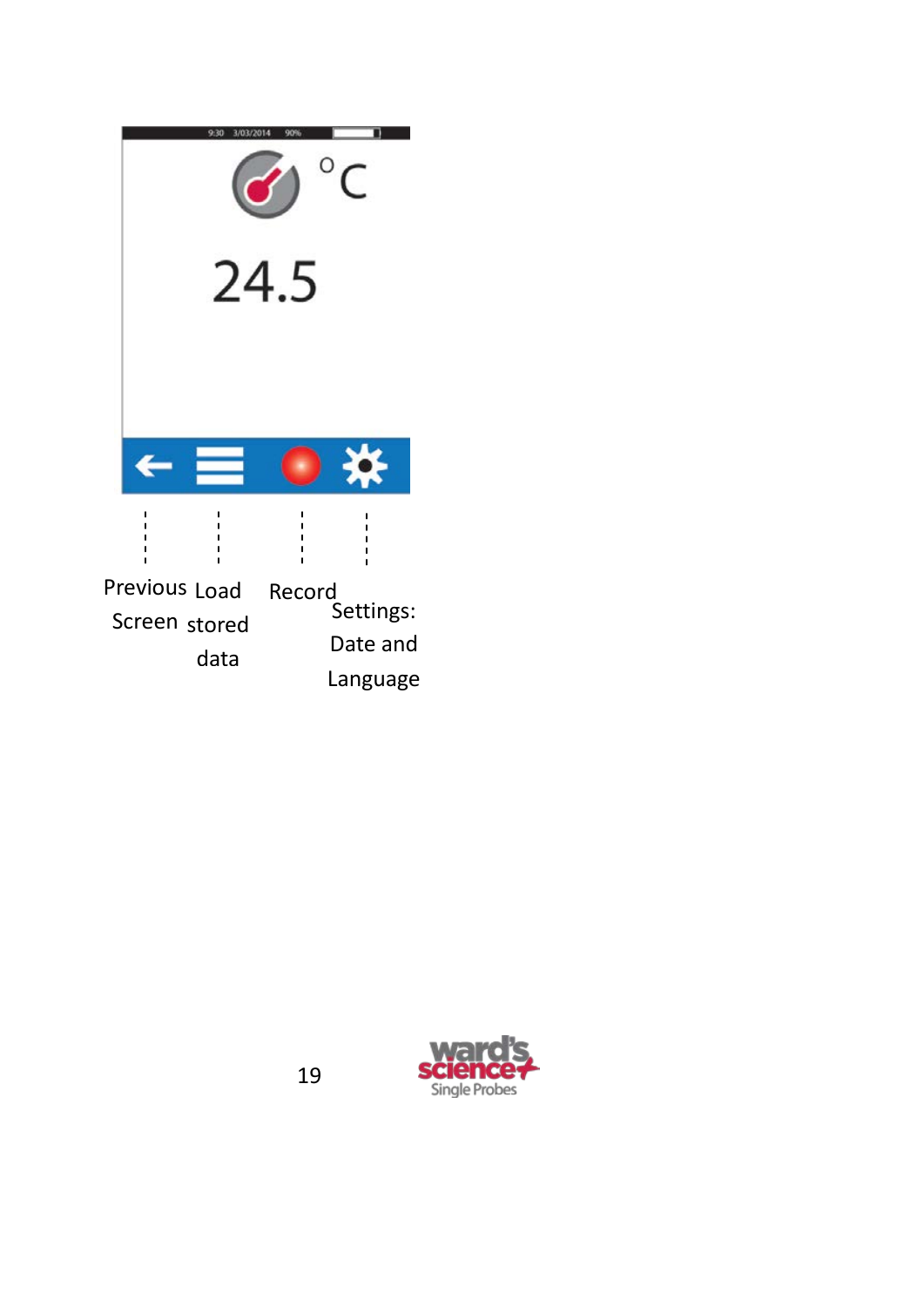9:30 3/03/2014 90%

°C

24.5

Previous Screen

Load stored data

Record

Settings: Date and Language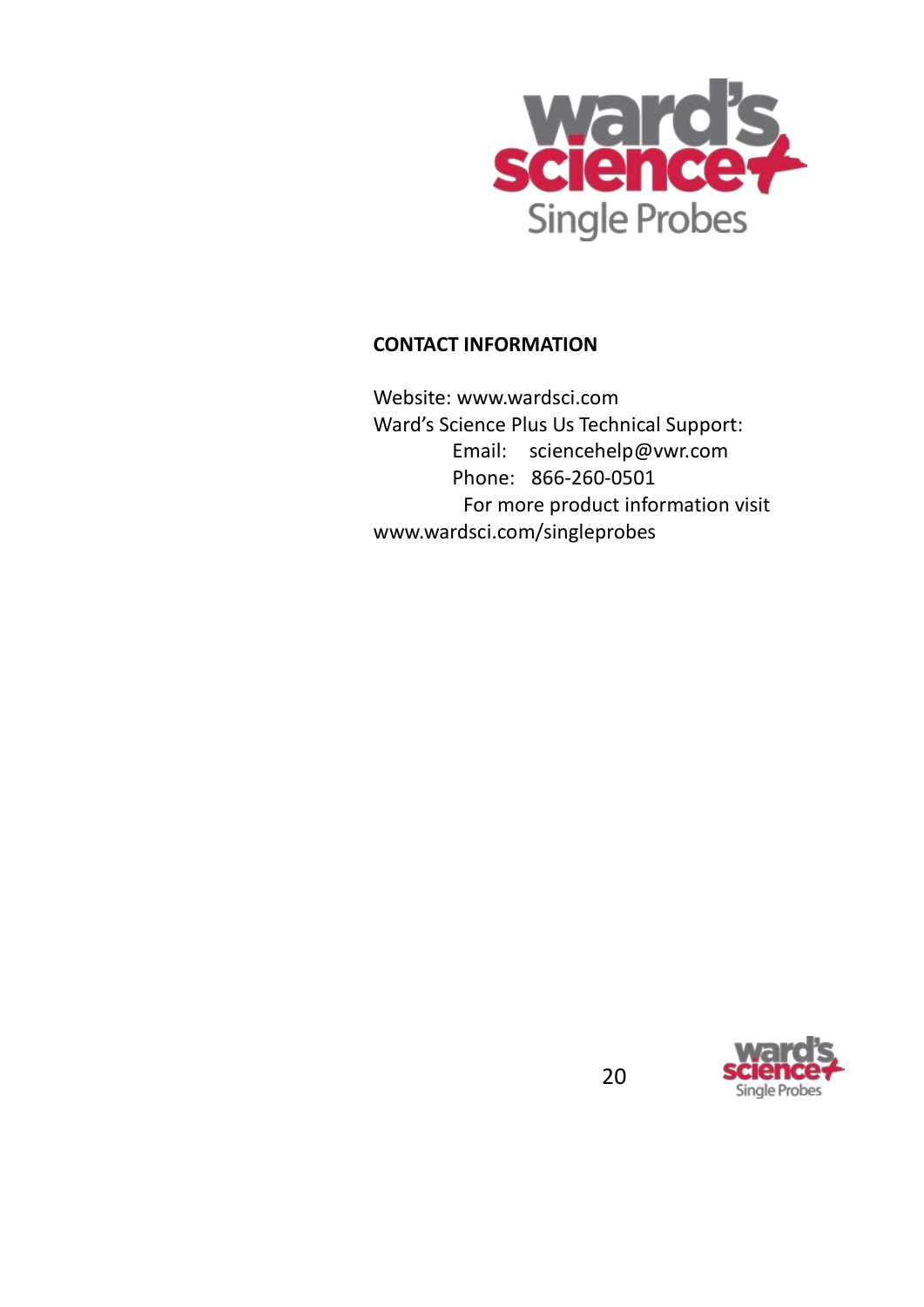**CONTACT INFORMATION**

Website: www.wardsci.com
Ward's Science Plus Us Technical Support:
Email: sciencehelp@vwr.com
Phone: 866-260-0501
For more product information visit www.wardsci.com/singleprobes